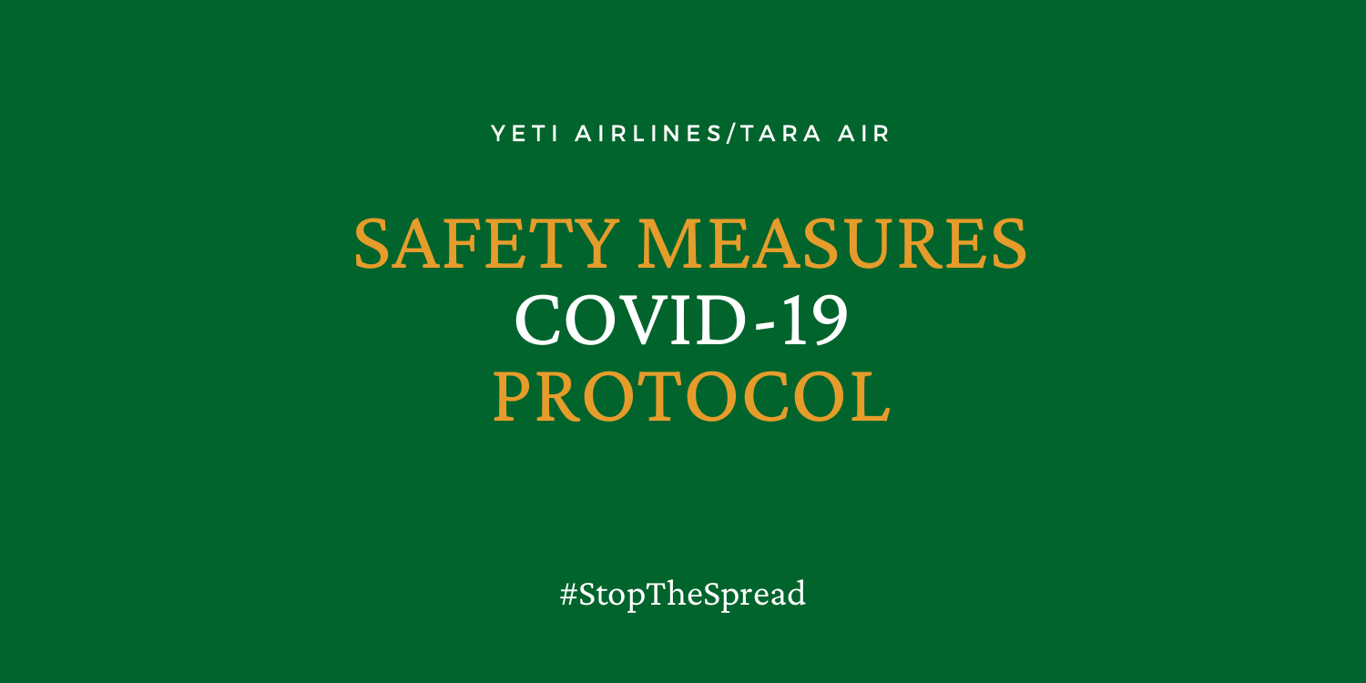YETI AIRLINES/TARA AIR

# SAFETY MEASURES COVID-19 PROTOCOL

#StopTheSpread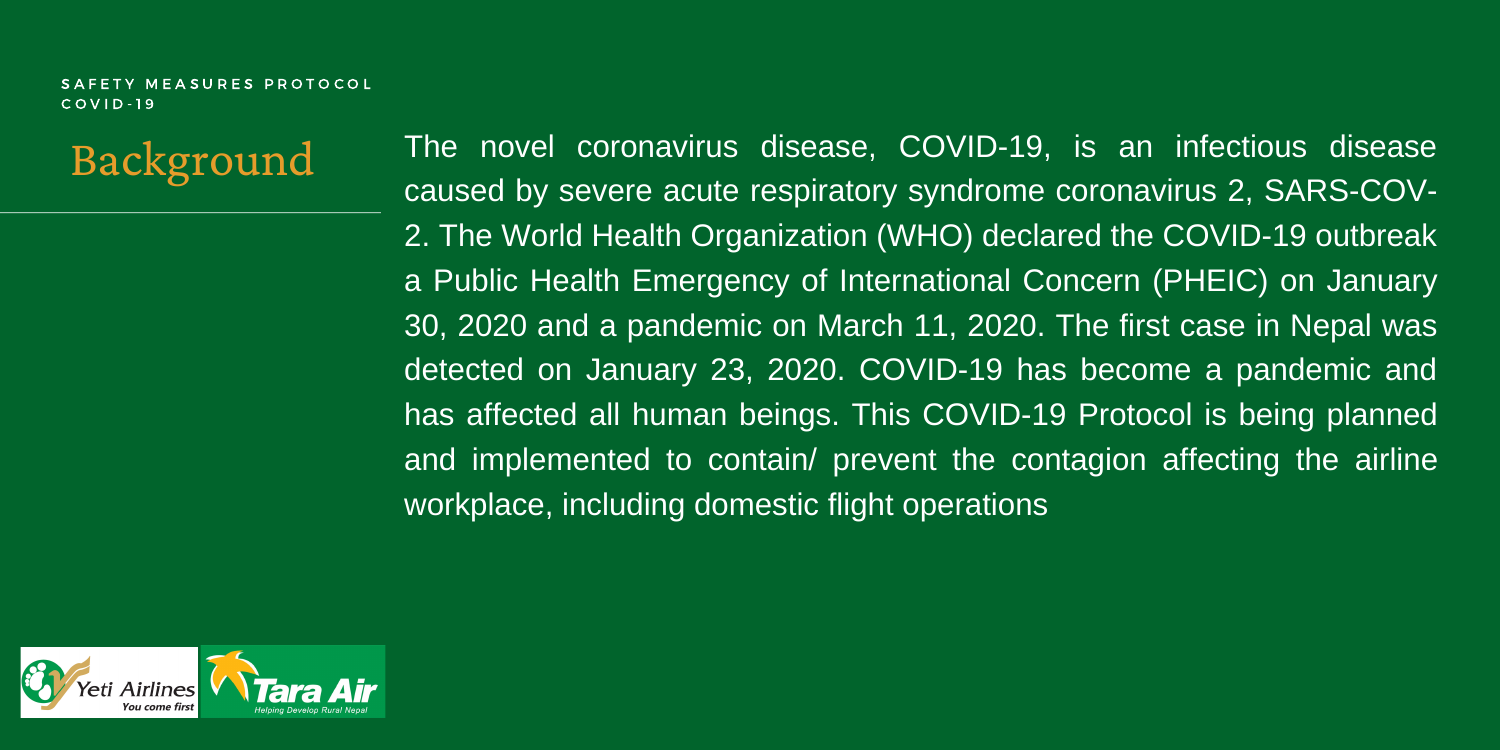## Background

The novel coronavirus disease, COVID-19, is an infectious disease caused by severe acute respiratory syndrome coronavirus 2, SARS-COV-2. The World Health Organization (WHO) declared the COVID-19 outbreak a Public Health Emergency of International Concern (PHEIC) on January 30, 2020 and a pandemic on March 11, 2020. The first case in Nepal was detected on January 23, 2020. COVID-19 has become a pandemic and has affected all human beings. This COVID-19 Protocol is being planned and implemented to contain/ prevent the contagion affecting the airline workplace, including domestic flight operations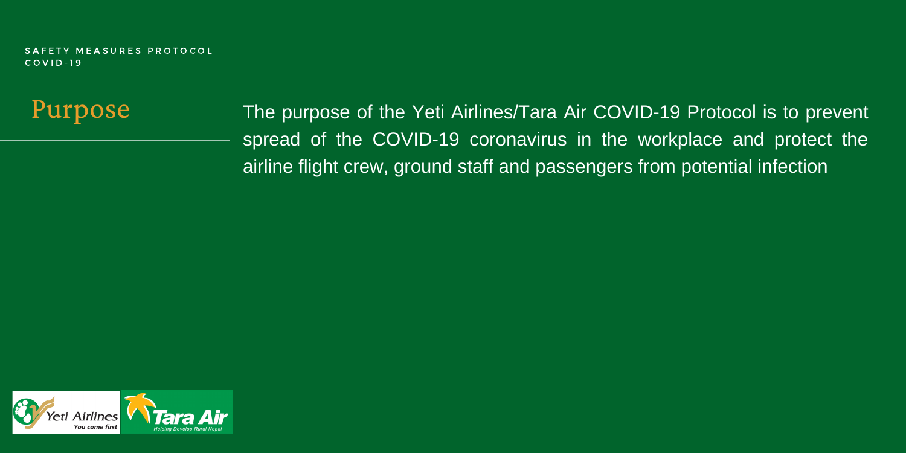SAFETY MEASURES PROTOCOL
COVID-19

## Purpose

The purpose of the Yeti Airlines/Tara Air COVID-19 Protocol is to prevent spread of the COVID-19 coronavirus in the workplace and protect the airline flight crew, ground staff and passengers from potential infection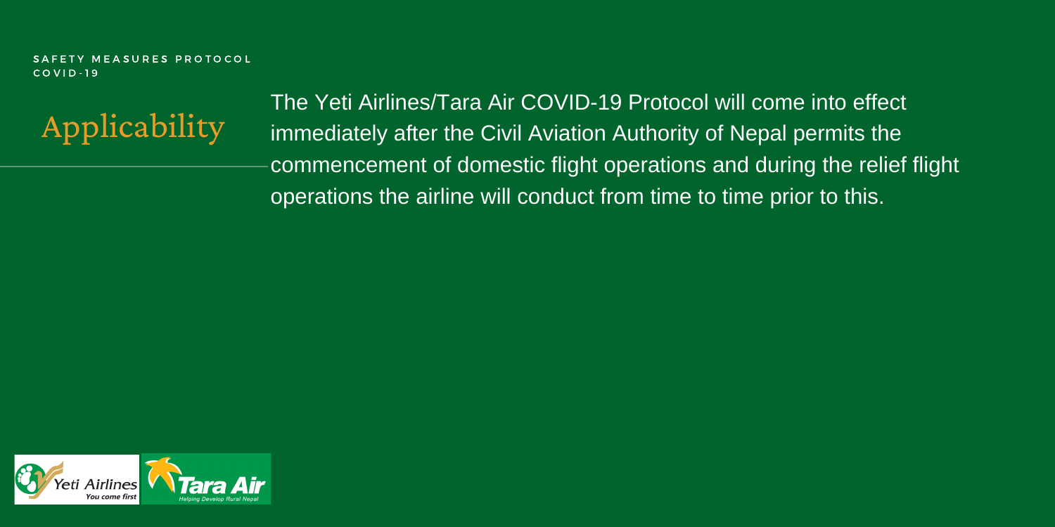SAFETY MEASURES PROTOCOL COVID-19

## Applicability

The Yeti Airlines/Tara Air COVID-19 Protocol will come into effect immediately after the Civil Aviation Authority of Nepal permits the commencement of domestic flight operations and during the relief flight operations the airline will conduct from time to time prior to this.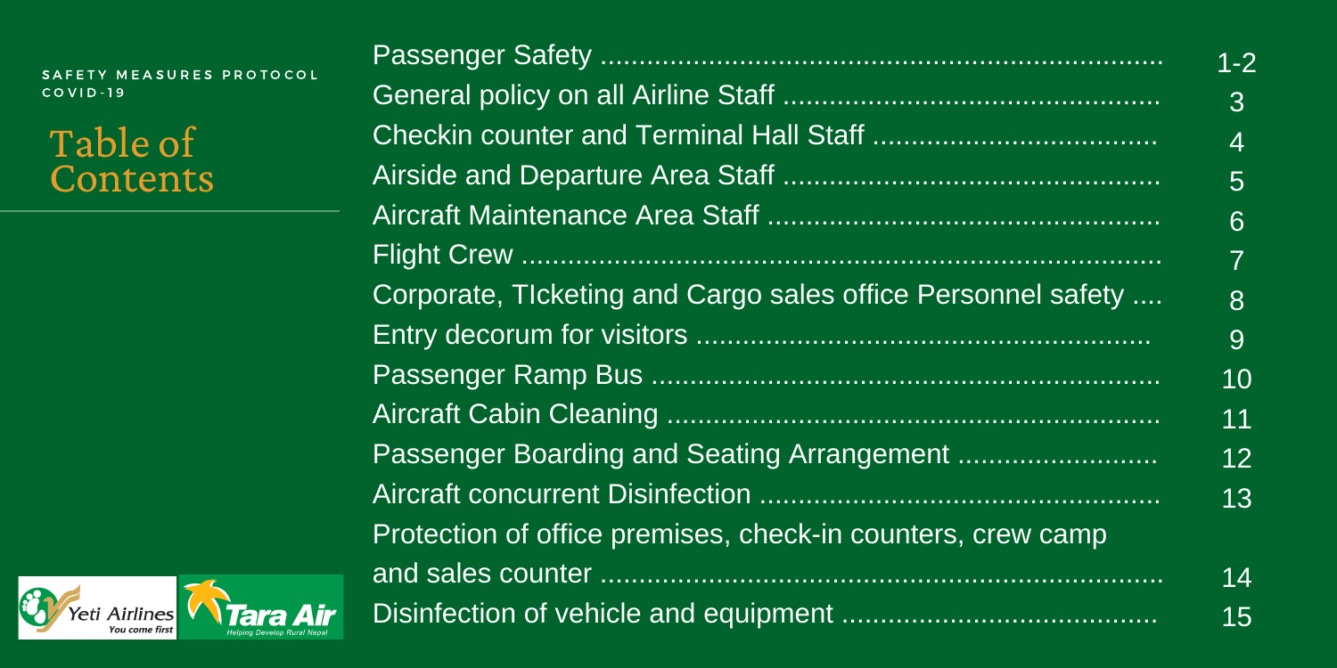SAFETY MEASURES PROTOCOL
COVID-19

# Table of Contents

| Section | Page |
| --- | --- |
| Passenger Safety | 1-2 |
| General policy on all Airline Staff | 3 |
| Checkin counter and Terminal Hall Staff | 4 |
| Airside and Departure Area Staff | 5 |
| Aircraft Maintenance Area Staff | 6 |
| Flight Crew | 7 |
| Corporate, TIcketing and Cargo sales office Personnel safety | 8 |
| Entry decorum for visitors | 9 |
| Passenger Ramp Bus | 10 |
| Aircraft Cabin Cleaning | 11 |
| Passenger Boarding and Seating Arrangement | 12 |
| Aircraft concurrent Disinfection | 13 |
| Protection of office premises, check-in counters, crew camp and sales counter | 14 |
| Disinfection of vehicle and equipment | 15 |

Yeti Airlines — You come first

Tara Air — Helping Develop Rural Nepal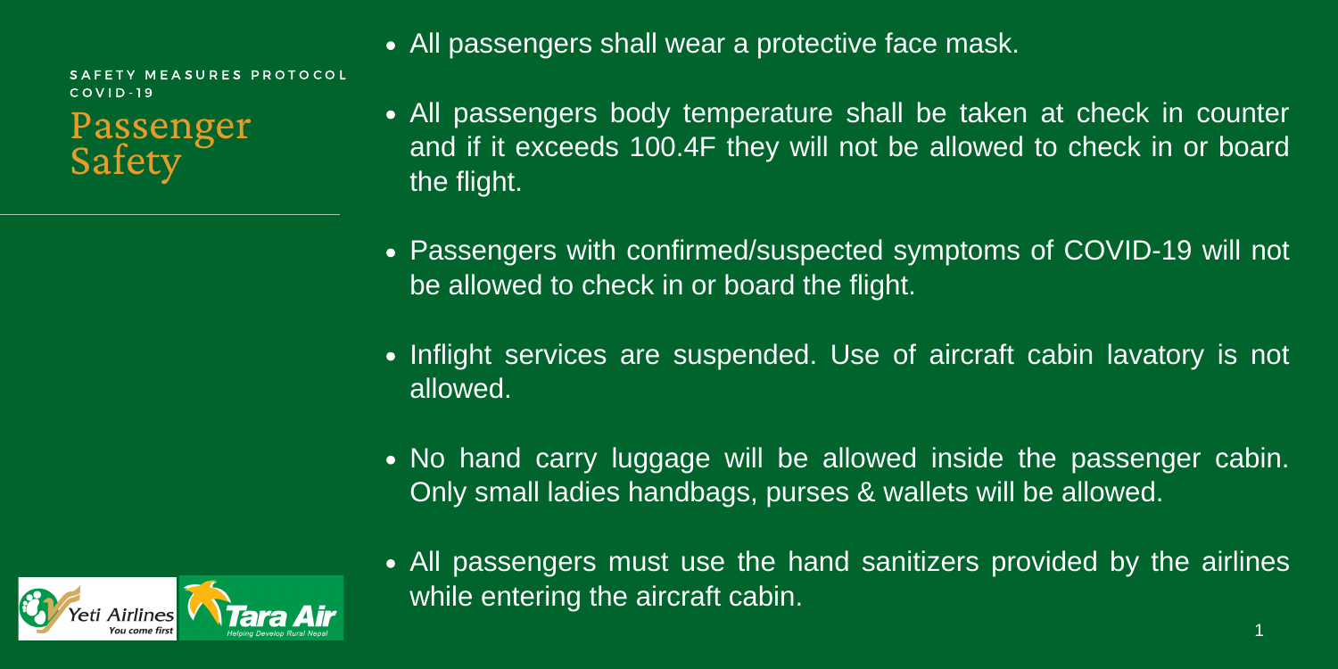SAFETY MEASURES PROTOCOL COVID-19

# Passenger Safety

- All passengers shall wear a protective face mask.
- All passengers body temperature shall be taken at check in counter and if it exceeds 100.4F they will not be allowed to check in or board the flight.
- Passengers with confirmed/suspected symptoms of COVID-19 will not be allowed to check in or board the flight.
- Inflight services are suspended. Use of aircraft cabin lavatory is not allowed.
- No hand carry luggage will be allowed inside the passenger cabin. Only small ladies handbags, purses & wallets will be allowed.
- All passengers must use the hand sanitizers provided by the airlines while entering the aircraft cabin.

Yeti Airlines You come first | Tara Air Helping Develop Rural Nepal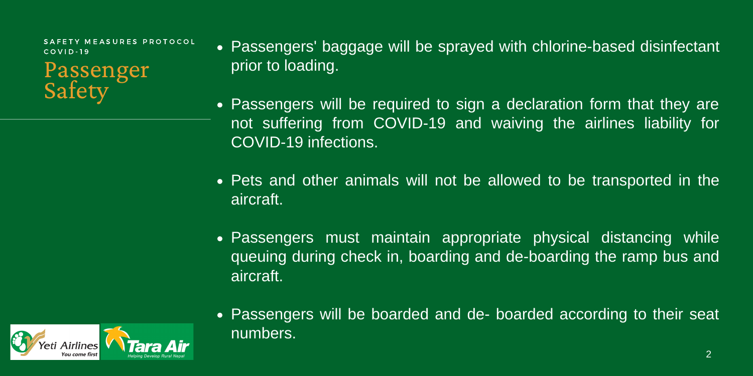SAFETY MEASURES PROTOCOL COVID-19

# Passenger Safety

- Passengers' baggage will be sprayed with chlorine-based disinfectant prior to loading.
- Passengers will be required to sign a declaration form that they are not suffering from COVID-19 and waiving the airlines liability for COVID-19 infections.
- Pets and other animals will not be allowed to be transported in the aircraft.
- Passengers must maintain appropriate physical distancing while queuing during check in, boarding and de-boarding the ramp bus and aircraft.
- Passengers will be boarded and de- boarded according to their seat numbers.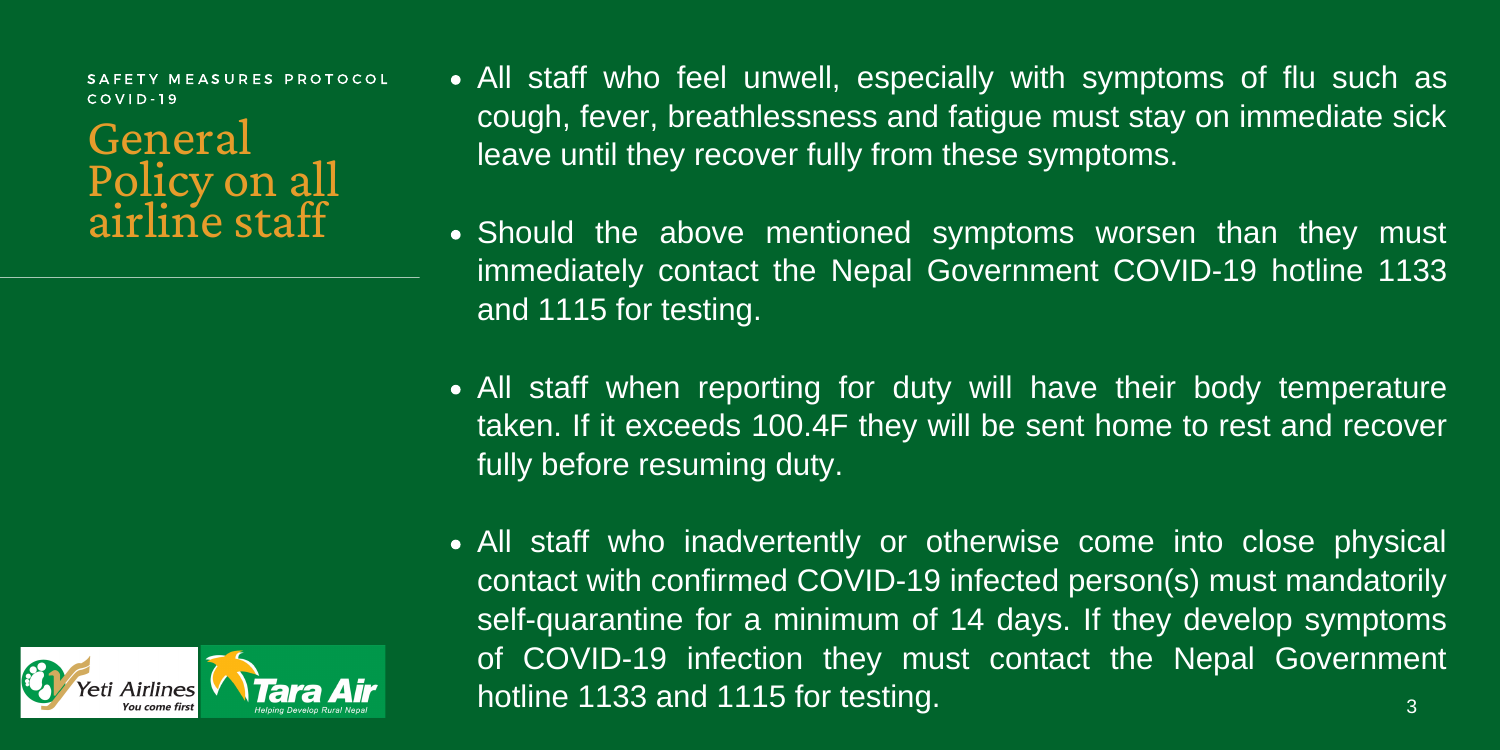SAFETY MEASURES PROTOCOL COVID-19

# General Policy on all airline staff

- All staff who feel unwell, especially with symptoms of flu such as cough, fever, breathlessness and fatigue must stay on immediate sick leave until they recover fully from these symptoms.
- Should the above mentioned symptoms worsen than they must immediately contact the Nepal Government COVID-19 hotline 1133 and 1115 for testing.
- All staff when reporting for duty will have their body temperature taken. If it exceeds 100.4F they will be sent home to rest and recover fully before resuming duty.
- All staff who inadvertently or otherwise come into close physical contact with confirmed COVID-19 infected person(s) must mandatorily self-quarantine for a minimum of 14 days. If they develop symptoms of COVID-19 infection they must contact the Nepal Government hotline 1133 and 1115 for testing.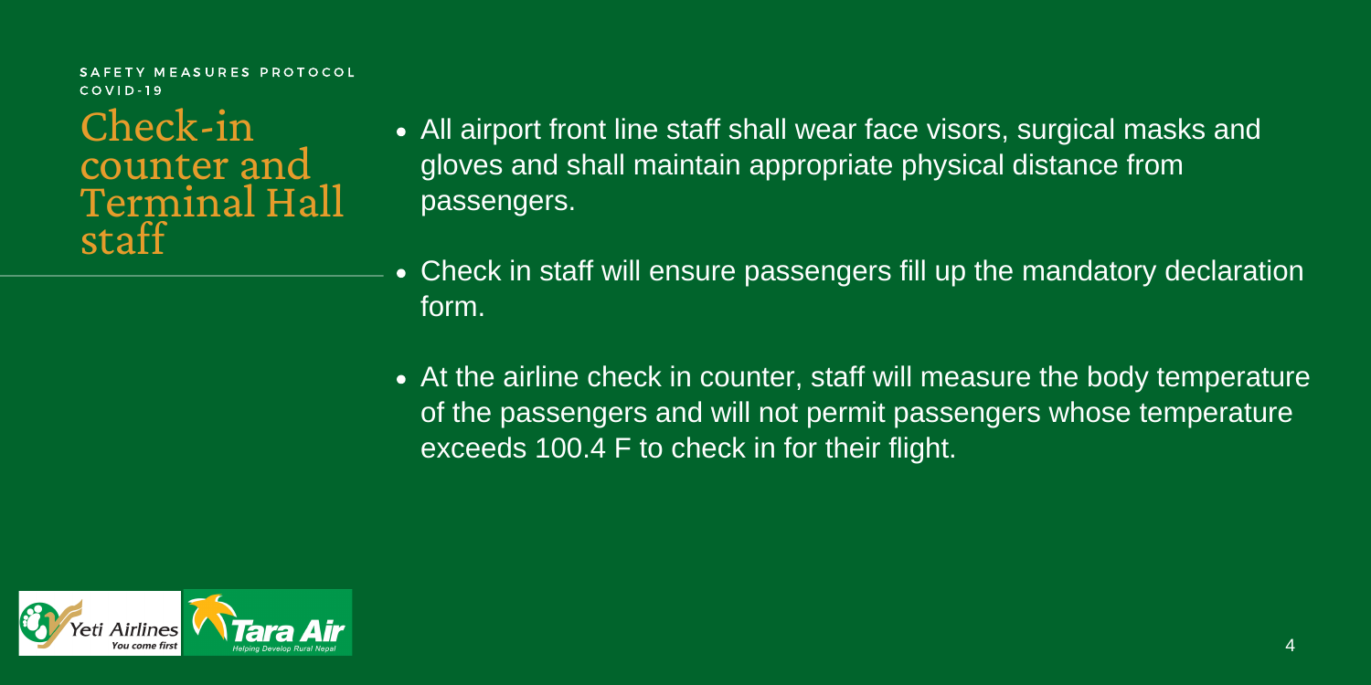SAFETY MEASURES PROTOCOL
COVID-19

# Check-in counter and Terminal Hall staff

- All airport front line staff shall wear face visors, surgical masks and gloves and shall maintain appropriate physical distance from passengers.
- Check in staff will ensure passengers fill up the mandatory declaration form.
- At the airline check in counter, staff will measure the body temperature of the passengers and will not permit passengers whose temperature exceeds 100.4 F to check in for their flight.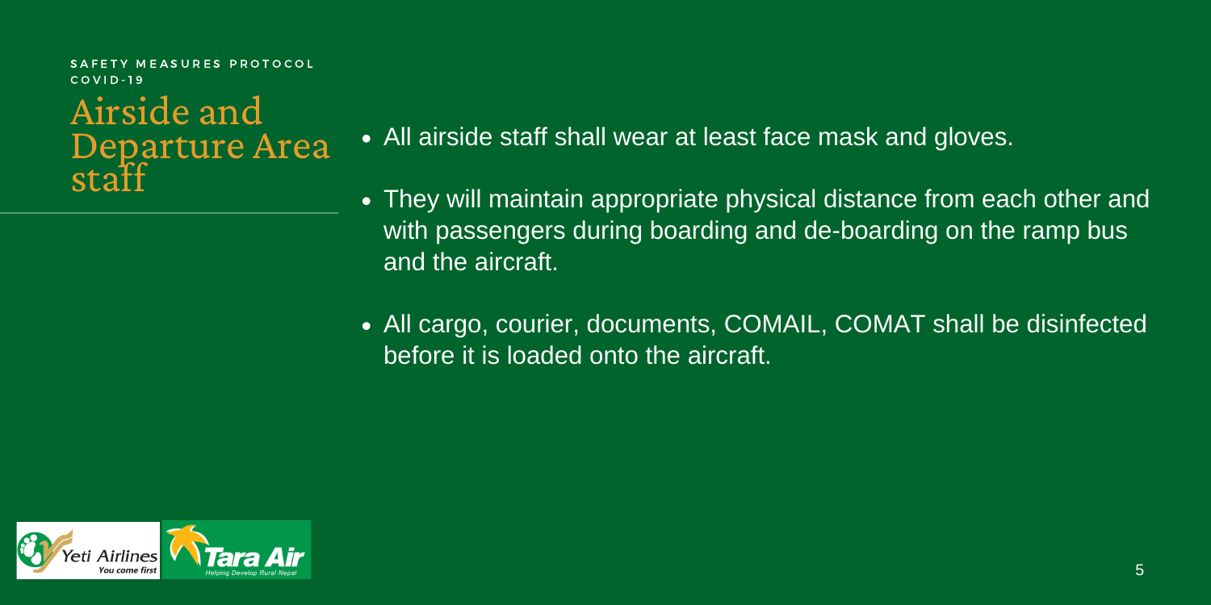SAFETY MEASURES PROTOCOL COVID-19

# Airside and Departure Area staff

- All airside staff shall wear at least face mask and gloves.
- They will maintain appropriate physical distance from each other and with passengers during boarding and de-boarding on the ramp bus and the aircraft.
- All cargo, courier, documents, COMAIL, COMAT shall be disinfected before it is loaded onto the aircraft.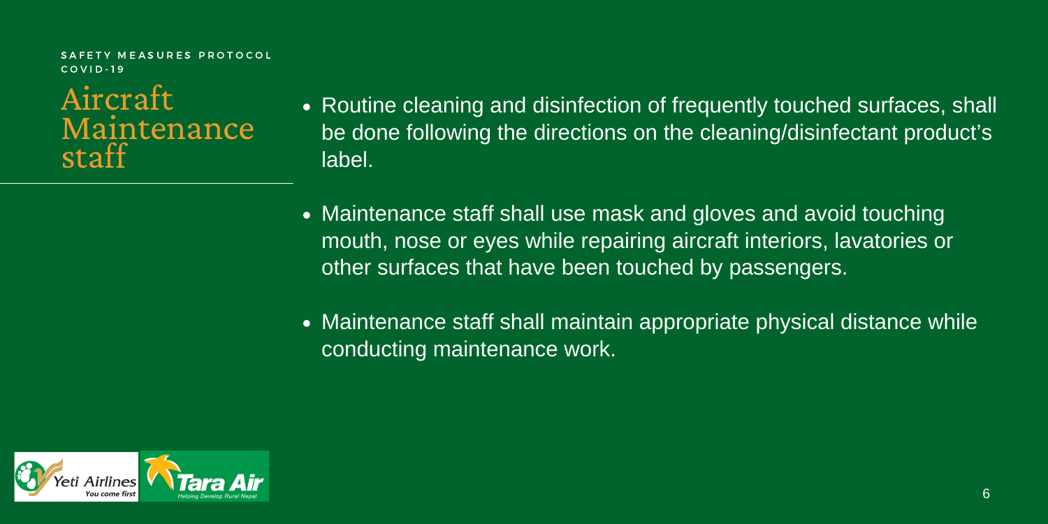SAFETY MEASURES PROTOCOL
COVID-19

# Aircraft Maintenance staff

- Routine cleaning and disinfection of frequently touched surfaces, shall be done following the directions on the cleaning/disinfectant product's label.
- Maintenance staff shall use mask and gloves and avoid touching mouth, nose or eyes while repairing aircraft interiors, lavatories or other surfaces that have been touched by passengers.
- Maintenance staff shall maintain appropriate physical distance while conducting maintenance work.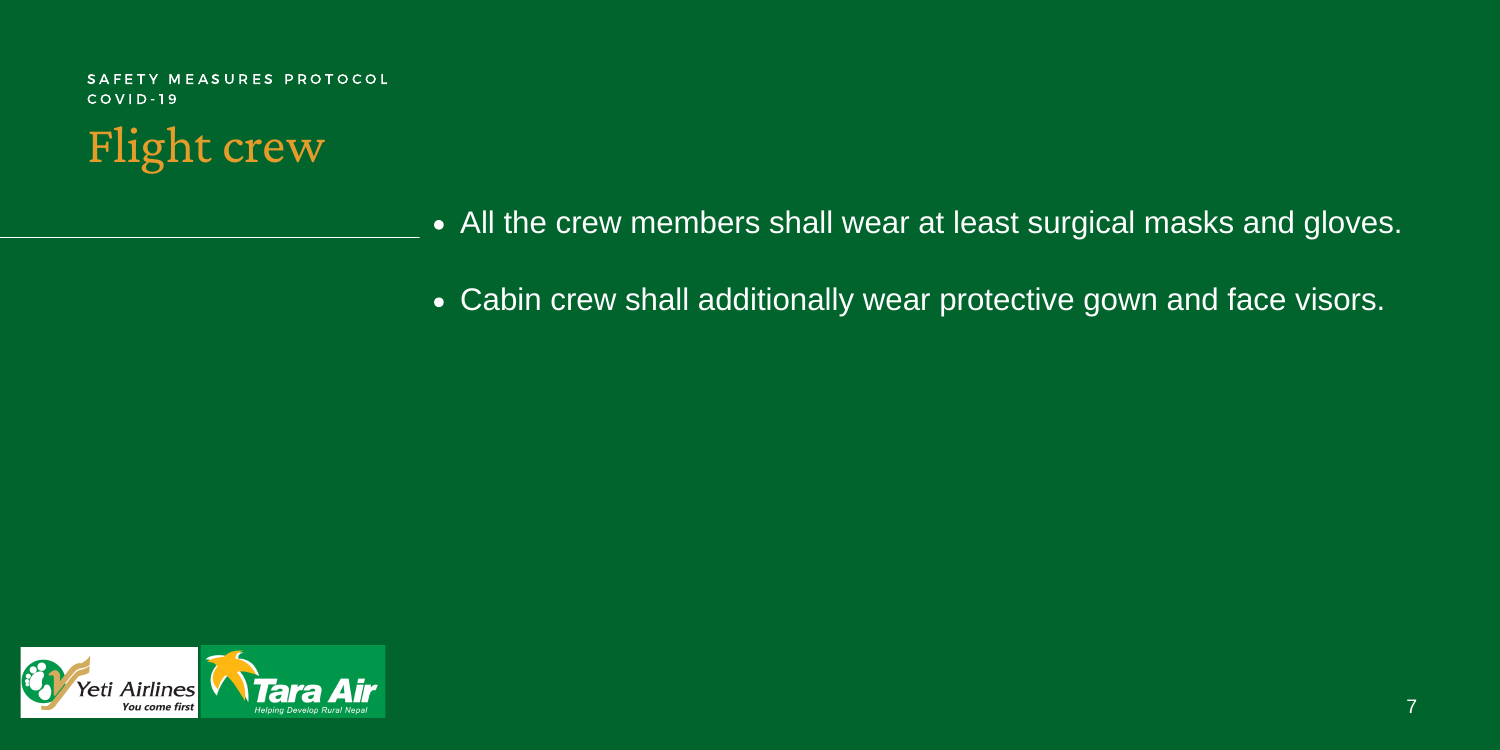SAFETY MEASURES PROTOCOL
COVID-19

# Flight crew

- All the crew members shall wear at least surgical masks and gloves.
- Cabin crew shall additionally wear protective gown and face visors.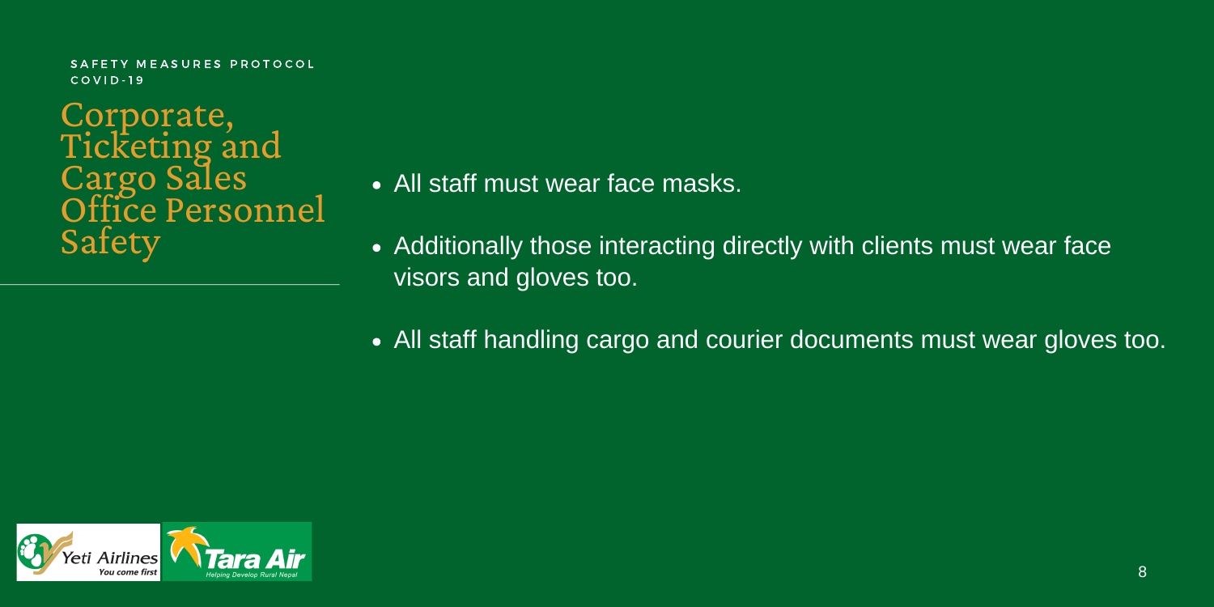SAFETY MEASURES PROTOCOL
COVID-19

# Corporate, Ticketing and Cargo Sales Office Personnel Safety

- All staff must wear face masks.
- Additionally those interacting directly with clients must wear face visors and gloves too.
- All staff handling cargo and courier documents must wear gloves too.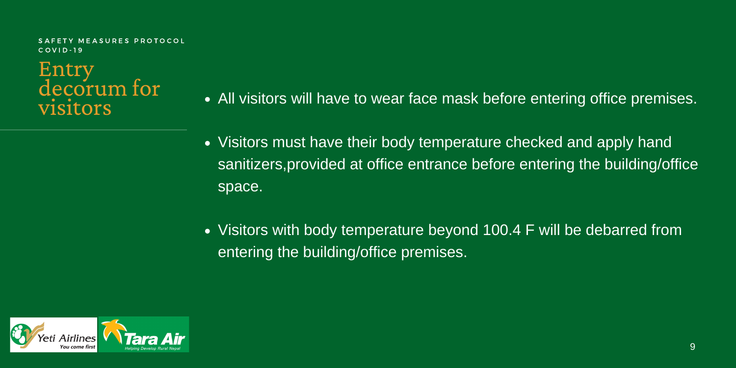SAFETY MEASURES PROTOCOL
COVID-19

# Entry decorum for visitors

- All visitors will have to wear face mask before entering office premises.
- Visitors must have their body temperature checked and apply hand sanitizers,provided at office entrance before entering the building/office space.
- Visitors with body temperature beyond 100.4 F will be debarred from entering the building/office premises.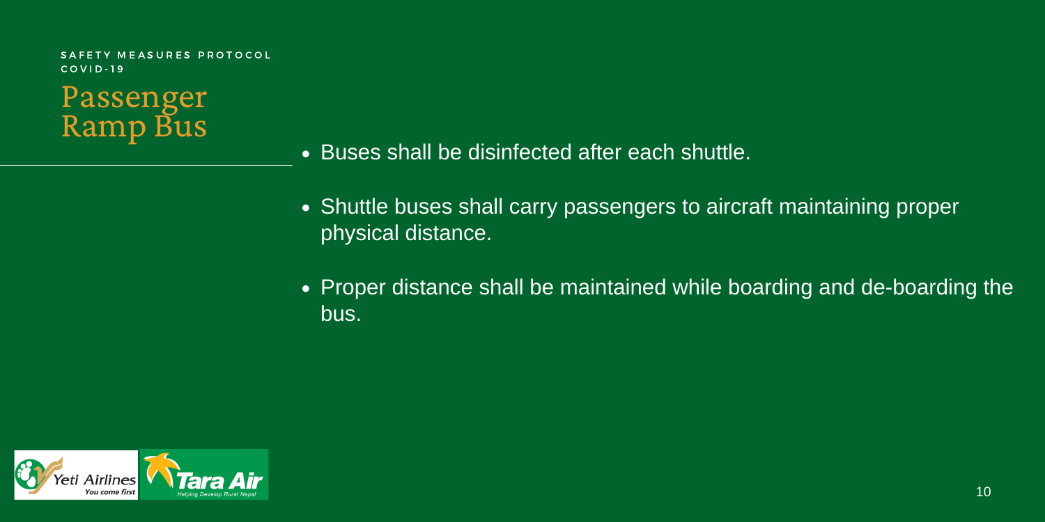SAFETY MEASURES PROTOCOL
COVID-19

# Passenger Ramp Bus

- Buses shall be disinfected after each shuttle.
- Shuttle buses shall carry passengers to aircraft maintaining proper physical distance.
- Proper distance shall be maintained while boarding and de-boarding the bus.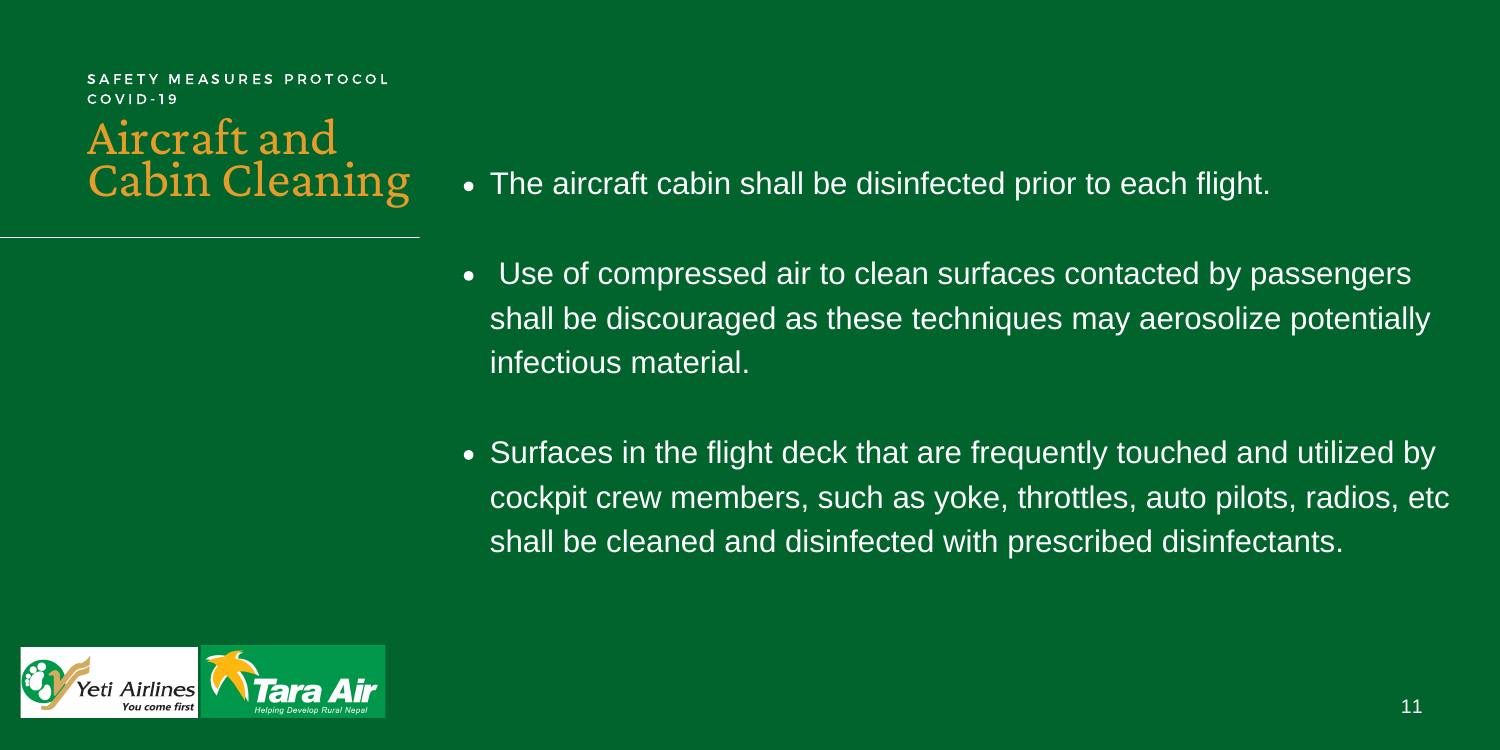SAFETY MEASURES PROTOCOL COVID-19

# Aircraft and Cabin Cleaning

- The aircraft cabin shall be disinfected prior to each flight.
- Use of compressed air to clean surfaces contacted by passengers shall be discouraged as these techniques may aerosolize potentially infectious material.
- Surfaces in the flight deck that are frequently touched and utilized by cockpit crew members, such as yoke, throttles, auto pilots, radios, etc shall be cleaned and disinfected with prescribed disinfectants.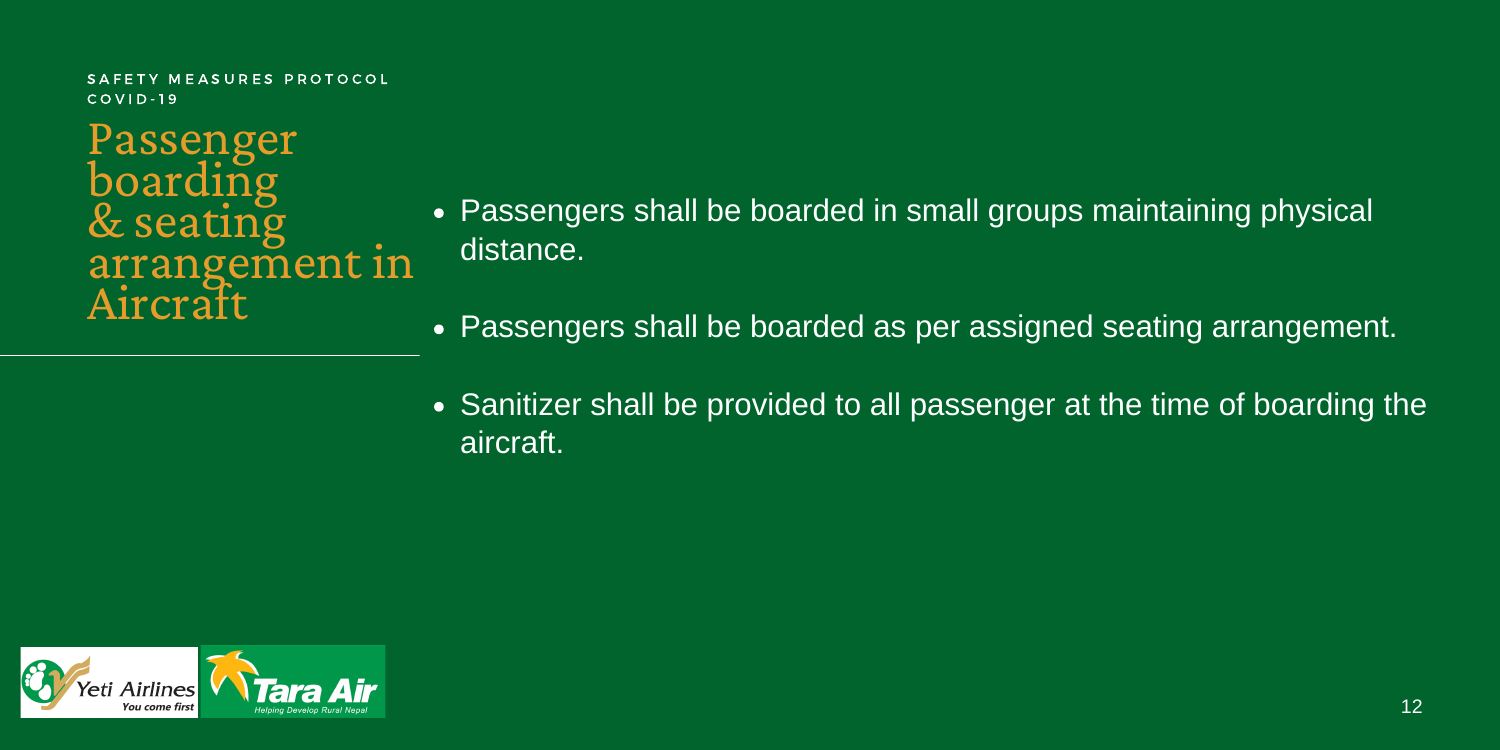SAFETY MEASURES PROTOCOL
COVID-19

# Passenger boarding & seating arrangement in Aircraft

- Passengers shall be boarded in small groups maintaining physical distance.
- Passengers shall be boarded as per assigned seating arrangement.
- Sanitizer shall be provided to all passenger at the time of boarding the aircraft.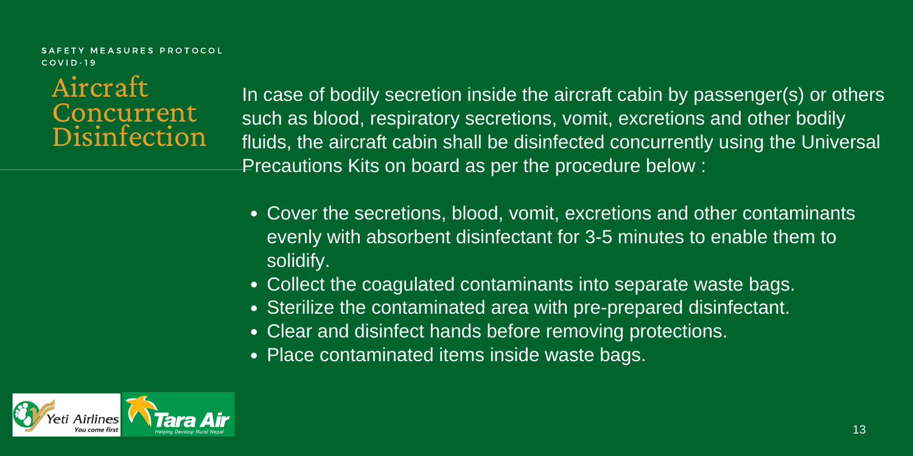SAFETY MEASURES PROTOCOL
COVID-19

# Aircraft Concurrent Disinfection

In case of bodily secretion inside the aircraft cabin by passenger(s) or others such as blood, respiratory secretions, vomit, excretions and other bodily fluids, the aircraft cabin shall be disinfected concurrently using the Universal Precautions Kits on board as per the procedure below :

- Cover the secretions, blood, vomit, excretions and other contaminants evenly with absorbent disinfectant for 3-5 minutes to enable them to solidify.
- Collect the coagulated contaminants into separate waste bags.
- Sterilize the contaminated area with pre-prepared disinfectant.
- Clear and disinfect hands before removing protections.
- Place contaminated items inside waste bags.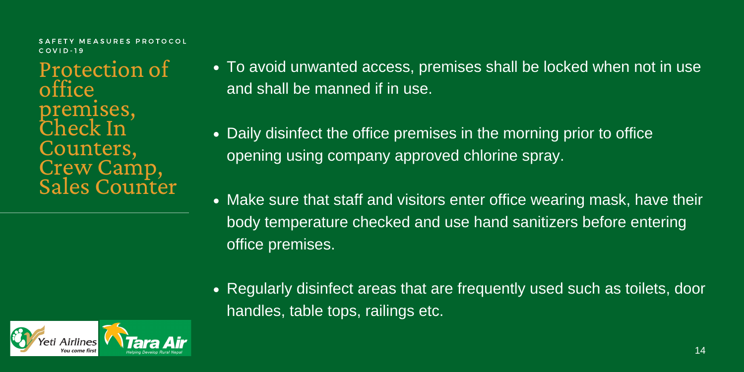SAFETY MEASURES PROTOCOL
COVID-19

# Protection of office premises, Check In Counters, Crew Camp, Sales Counter

- To avoid unwanted access, premises shall be locked when not in use and shall be manned if in use.
- Daily disinfect the office premises in the morning prior to office opening using company approved chlorine spray.
- Make sure that staff and visitors enter office wearing mask, have their body temperature checked and use hand sanitizers before entering office premises.
- Regularly disinfect areas that are frequently used such as toilets, door handles, table tops, railings etc.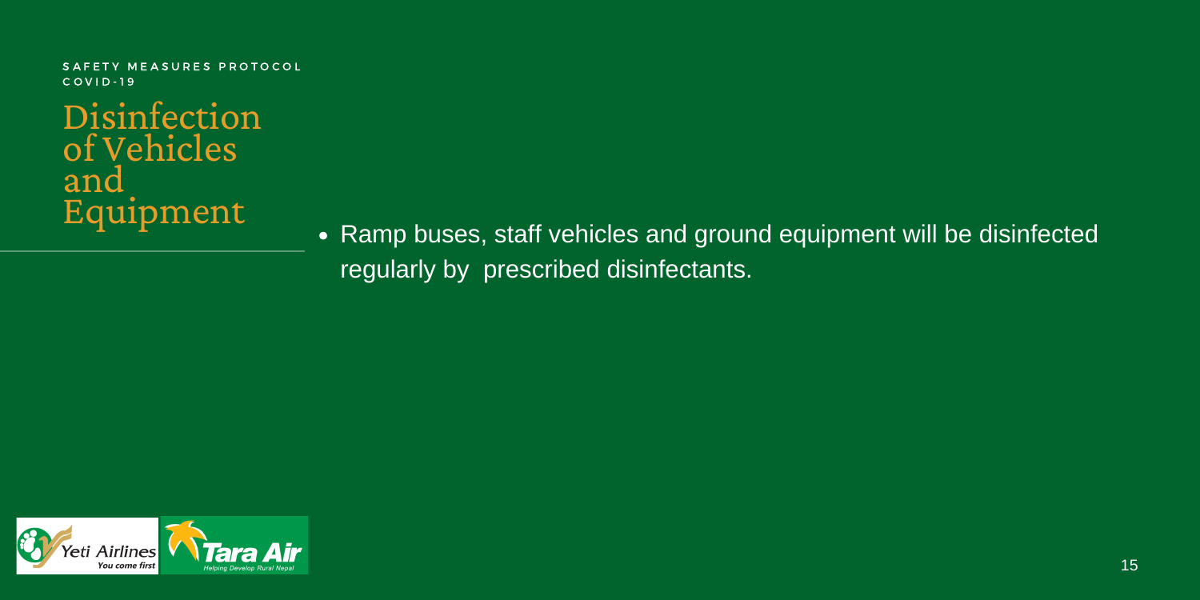SAFETY MEASURES PROTOCOL
COVID-19

# Disinfection of Vehicles and Equipment

- Ramp buses, staff vehicles and ground equipment will be disinfected regularly by prescribed disinfectants.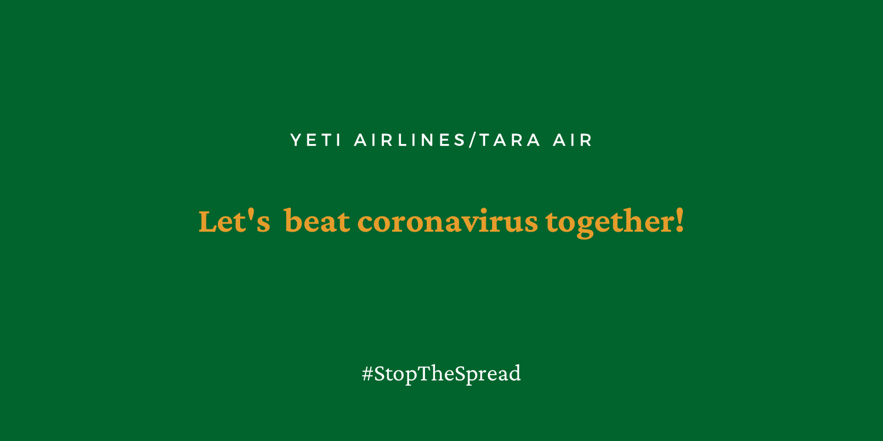YETI AIRLINES/TARA AIR

## Let's beat coronavirus together!

#StopTheSpread